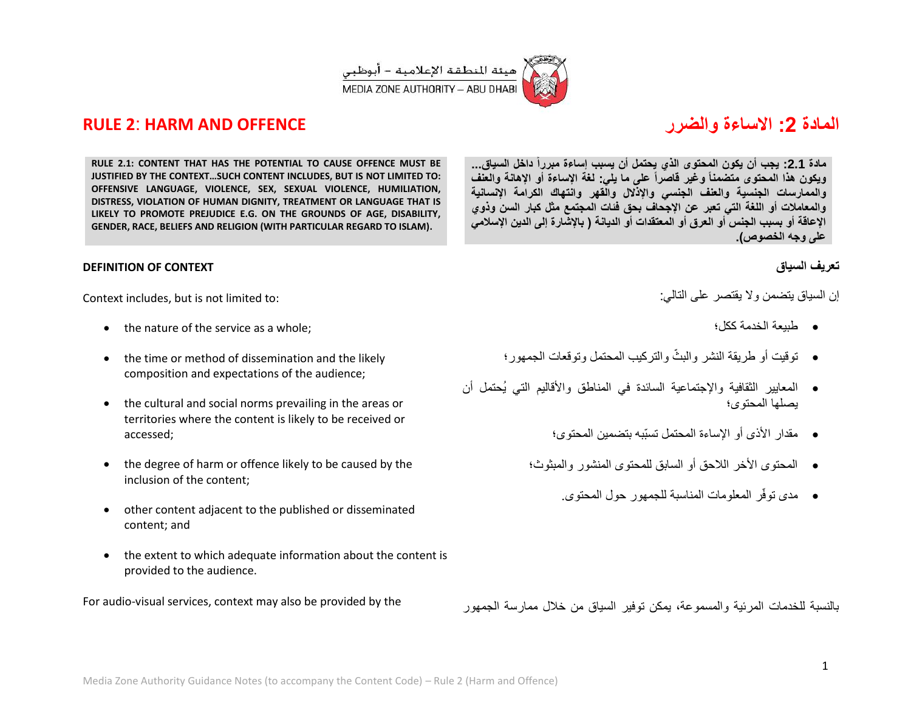هيئة المنطقة الإعلامية – أبوظبي
MEDIA ZONE AUTHORITY – ABU DHABI

# RULE 2: HARM AND OFFENCE

# المادة 2: الاساءة والضرر

**RULE 2.1: CONTENT THAT HAS THE POTENTIAL TO CAUSE OFFENCE MUST BE JUSTIFIED BY THE CONTEXT…SUCH CONTENT INCLUDES, BUT IS NOT LIMITED TO: OFFENSIVE LANGUAGE, VIOLENCE, SEX, SEXUAL VIOLENCE, HUMILIATION, DISTRESS, VIOLATION OF HUMAN DIGNITY, TREATMENT OR LANGUAGE THAT IS LIKELY TO PROMOTE PREJUDICE E.G. ON THE GROUNDS OF AGE, DISABILITY, GENDER, RACE, BELIEFS AND RELIGION (WITH PARTICULAR REGARD TO ISLAM).**

**مادة 2.1: يجب أن يكون المحتوى الذي يحتمل أن يسبب إساءة مبرراً داخل السياق... ويكون هذا المحتوى متضمناً وغير قاصراً على ما يلي: لغة الإساءة أو الإهانة والعنف والممارسات الجنسية والعنف الجنسي والإذلال والقهر وانتهاك الكرامة الإنسانية والمعاملات أو اللغة التي تعبر عن الإجحاف بحق فئات المجتمع مثل كبار السن وذوي الإعاقة أو بسبب الجنس أو العرق أو المعتقدات أو الديانة ( بالإشارة إلى الدين الإسلامي على وجه الخصوص).**

**DEFINITION OF CONTEXT**

Context includes, but is not limited to:

- the nature of the service as a whole;
- the time or method of dissemination and the likely composition and expectations of the audience;
- the cultural and social norms prevailing in the areas or territories where the content is likely to be received or accessed;
- the degree of harm or offence likely to be caused by the inclusion of the content;
- other content adjacent to the published or disseminated content; and
- the extent to which adequate information about the content is provided to the audience.

For audio-visual services, context may also be provided by the

**تعريف السياق**

إن السياق يتضمن ولا يقتصر على التالي:

- طبيعة الخدمة ككل؛
- توقيت أو طريقة النشر والبثّ والتركيب المحتمل وتوقعات الجمهور؛
- المعايير الثقافية والإجتماعية السائدة في المناطق والأقاليم التي يُحتمل أن يصلها المحتوى؛
- مقدار الأذى أو الإساءة المحتمل تسبّبه بتضمين المحتوى؛
- المحتوى الأخر اللاحق أو السابق للمحتوى المنشور والمبثوث؛
- مدى توفّر المعلومات المناسبة للجمهور حول المحتوى.

بالنسبة للخدمات المرئية والمسموعة، يمكن توفير السياق من خلال ممارسة الجمهور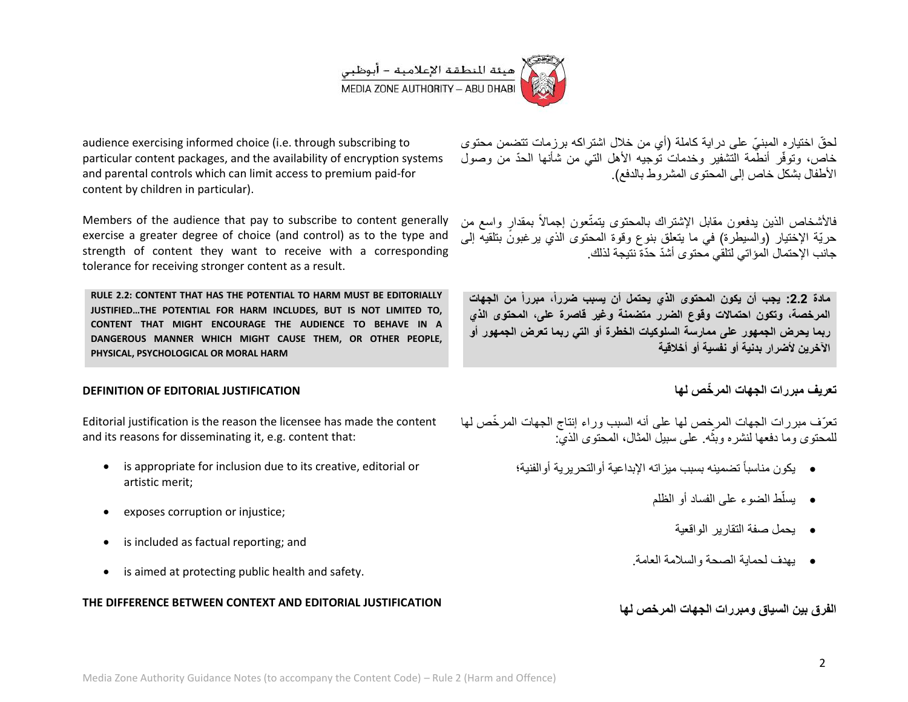audience exercising informed choice (i.e. through subscribing to particular content packages, and the availability of encryption systems and parental controls which can limit access to premium paid-for content by children in particular).

لحقّ اختياره المبنيّ على دراية كاملة (أي من خلال اشتراكه برزمات تتضمن محتوى خاص، وتوفّر أنظمة التشفير وخدمات توجيه الأهل التي من شأنها الحدّ من وصول الأطفال بشكل خاص إلى المحتوى المشروط بالدفع).

Members of the audience that pay to subscribe to content generally exercise a greater degree of choice (and control) as to the type and strength of content they want to receive with a corresponding tolerance for receiving stronger content as a result.

فالأشخاص الذين يدفعون مقابل الإشتراك بالمحتوى يتمتّعون إجمالاً بمقدارٍ واسع من حريّة الإختيار (والسيطرة) في ما يتعلق بنوع وقوة المحتوى الذي يرغبون بتلقيه إلى جانب الإحتمال المؤاتي لتلقي محتوى أشدّ حدّة نتيجة لذلك.

**RULE 2.2: CONTENT THAT HAS THE POTENTIAL TO HARM MUST BE EDITORIALLY JUSTIFIED…THE POTENTIAL FOR HARM INCLUDES, BUT IS NOT LIMITED TO, CONTENT THAT MIGHT ENCOURAGE THE AUDIENCE TO BEHAVE IN A DANGEROUS MANNER WHICH MIGHT CAUSE THEM, OR OTHER PEOPLE, PHYSICAL, PSYCHOLOGICAL OR MORAL HARM**

**مادة 2.2: يجب أن يكون المحتوى الذي يحتمل أن يسبب ضرراً، مبرراً من الجهات المرخصة، وتكون احتمالات وقوع الضرر متضمنة وغير قاصرة على، المحتوى الذي ربما يحرض الجمهور على ممارسة السلوكيات الخطرة أو التي ربما تعرض الجمهور أو الآخرين لأضرار بدنية أو نفسية أو أخلاقية**

## DEFINITION OF EDITORIAL JUSTIFICATION

## تعريف مبررات الجهات المرخّص لها

Editorial justification is the reason the licensee has made the content and its reasons for disseminating it, e.g. content that:

- is appropriate for inclusion due to its creative, editorial or artistic merit;
- exposes corruption or injustice;
- is included as factual reporting; and
- is aimed at protecting public health and safety.

تعرّف مبررات الجهات المرخص لها على أنه السبب وراء إنتاج الجهات المرخّص لها للمحتوى وما دفعها لنشره وبثّه. على سبيل المثال، المحتوى الذي:

- يكون مناسباً تضمينه بسبب ميزاته الإبداعية أوالتحريرية أوالفنية؛
- يسلّط الضوء على الفساد أو الظلم
- يحمل صفة التقارير الواقعية
- يهدف لحماية الصحة والسلامة العامة.

## THE DIFFERENCE BETWEEN CONTEXT AND EDITORIAL JUSTIFICATION

## الفرق بين السياق ومبررات الجهات المرخص لها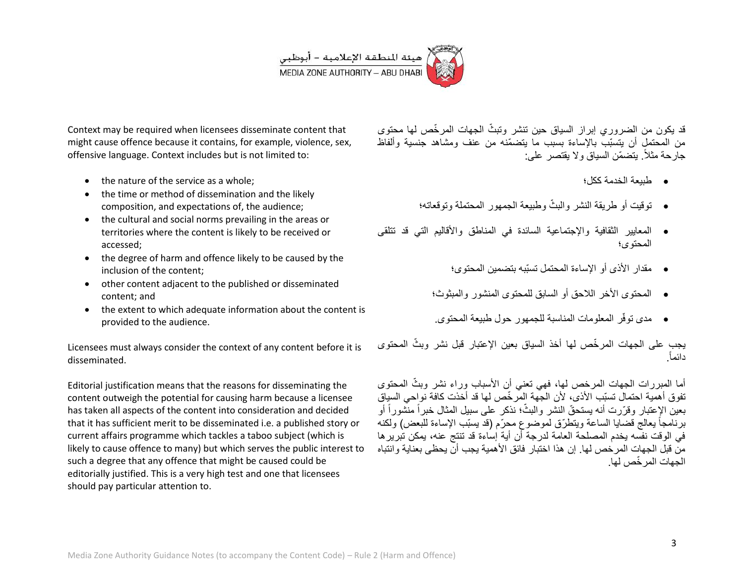Context may be required when licensees disseminate content that might cause offence because it contains, for example, violence, sex, offensive language. Context includes but is not limited to:

- the nature of the service as a whole;
- the time or method of dissemination and the likely composition, and expectations of, the audience;
- the cultural and social norms prevailing in the areas or territories where the content is likely to be received or accessed;
- the degree of harm and offence likely to be caused by the inclusion of the content;
- other content adjacent to the published or disseminated content; and
- the extent to which adequate information about the content is provided to the audience.

Licensees must always consider the context of any content before it is disseminated.

Editorial justification means that the reasons for disseminating the content outweigh the potential for causing harm because a licensee has taken all aspects of the content into consideration and decided that it has sufficient merit to be disseminated i.e. a published story or current affairs programme which tackles a taboo subject (which is likely to cause offence to many) but which serves the public interest to such a degree that any offence that might be caused could be editorially justified. This is a very high test and one that licensees should pay particular attention to.

قد يكون من الضروري إبراز السياق حين تنشر وتبثّ الجهات المرخّص لها محتوى من المحتمل أن يتسبّب بالإساءة بسبب ما يتضمّنه من عنف ومشاهد جنسية وألفاظ جارحة مثلاً. يتضمّن السياق ولا يقتصر على:

- طبيعة الخدمة ككل؛
- توقيت أو طريقة النشر والبثّ وطبيعة الجمهور المحتملة وتوقعاته؛
- المعايير الثقافية والإجتماعية السائدة في المناطق والأقاليم التي قد تتلقى المحتوى؛
- مقدار الأذى أو الإساءة المحتمل تسبّبه بتضمين المحتوى؛
- المحتوى الأخر اللاحق أو السابق للمحتوى المنشور والمبثوث؛
- مدى توفّر المعلومات المناسبة للجمهور حول طبيعة المحتوى.

يجب على الجهات المرخّص لها أخذ السياق بعين الإعتبار قبل نشر وبثّ المحتوى دائماً.

أما المبررات الجهات المرخص لها، فهي تعني أن الأسباب وراء نشر وبثّ المحتوى تفوق أهمية احتمال تسبّب الأذى، لأن الجهة المرخّص لها قد أخذت كافة نواحي السياق بعين الإعتبار وقرّرت أنه يستحقّ النشر والبثّ؛ نذكر على سبيل المثال خبراً منشوراً أو برنامجاً يعالج قضايا الساعة ويتطرّق لموضوع محرّم (قد يسبّب الإساءة للبعض) ولكنه في الوقت نفسه يخدم المصلحة العامة لدرجة أن أية إساءة قد تنتج عنه، يمكن تبريرها من قبل الجهات المرخص لها. إن هذا اختبار فائق الأهمية يجب أن يحظى بعناية وانتباه الجهات المرخّص لها.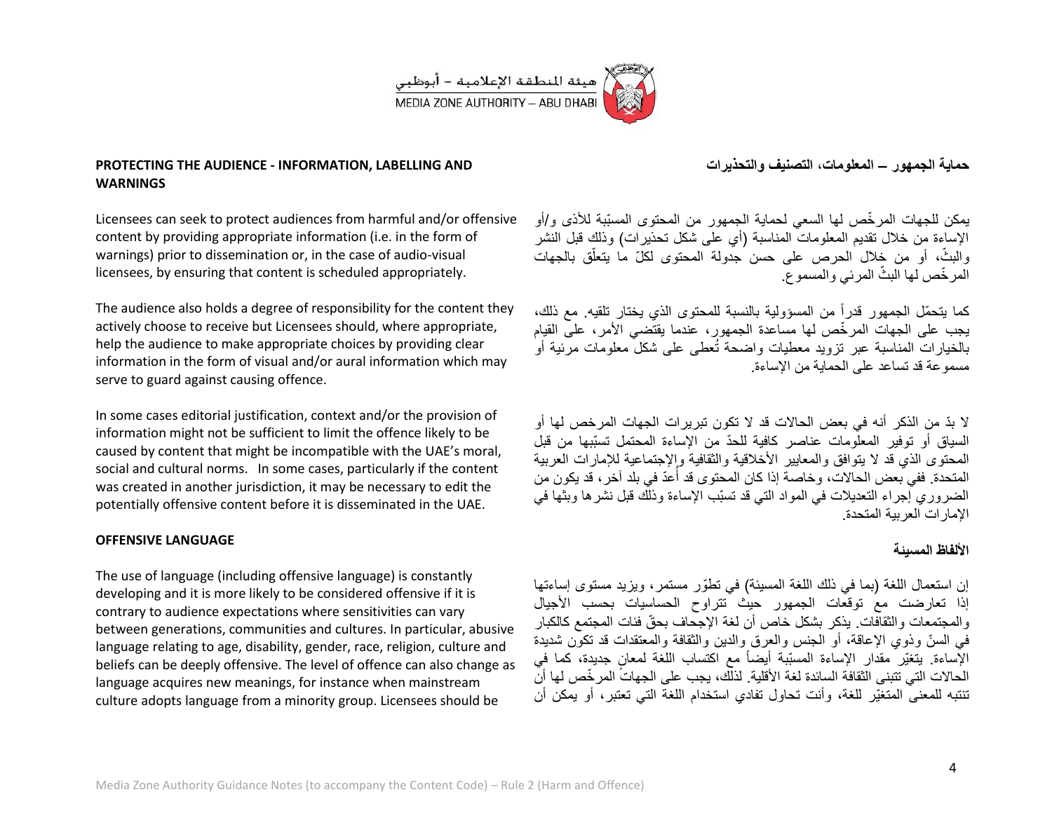## PROTECTING THE AUDIENCE - INFORMATION, LABELLING AND WARNINGS

Licensees can seek to protect audiences from harmful and/or offensive content by providing appropriate information (i.e. in the form of warnings) prior to dissemination or, in the case of audio-visual licensees, by ensuring that content is scheduled appropriately.

The audience also holds a degree of responsibility for the content they actively choose to receive but Licensees should, where appropriate, help the audience to make appropriate choices by providing clear information in the form of visual and/or aural information which may serve to guard against causing offence.

In some cases editorial justification, context and/or the provision of information might not be sufficient to limit the offence likely to be caused by content that might be incompatible with the UAE's moral, social and cultural norms. In some cases, particularly if the content was created in another jurisdiction, it may be necessary to edit the potentially offensive content before it is disseminated in the UAE.

## OFFENSIVE LANGUAGE

The use of language (including offensive language) is constantly developing and it is more likely to be considered offensive if it is contrary to audience expectations where sensitivities can vary between generations, communities and cultures. In particular, abusive language relating to age, disability, gender, race, religion, culture and beliefs can be deeply offensive. The level of offence can also change as language acquires new meanings, for instance when mainstream culture adopts language from a minority group. Licensees should be

## حماية الجمهور – المعلومات، التصنيف والتحذيرات

يمكن للجهات المرخّص لها السعي لحماية الجمهور من المحتوى المسبّبة للأذى و/أو الإساءة من خلال تقديم المعلومات المناسبة (أي على شكل تحذيرات) وذلك قبل النشر والبثّ، أو من خلال الحرص على حسن جدولة المحتوى لكلّ ما يتعلّق بالجهات المرخّص لها البثّ المرئي والمسموع.

كما يتحمّل الجمهور قدراً من المسؤولية بالنسبة للمحتوى الذي يختار تلقيه. مع ذلك، يجب على الجهات المرخّص لها مساعدة الجمهور، عندما يقتضي الأمر، على القيام بالخيارات المناسبة عبر تزويد معطيات واضحة تُعطى على شكل معلومات مرئية أو مسموعة قد تساعد على الحماية من الإساءة.

لا بدّ من الذكر أنه في بعض الحالات قد لا تكون تبريرات الجهات المرخص لها أو السياق أو توفير المعلومات عناصر كافية للحدّ من الإساءة المحتمل تسبّبها من قبل المحتوى الذي قد لا يتوافق والمعايير الأخلاقية والثقافية والإجتماعية للإمارات العربية المتحدة. ففي بعض الحالات، وخاصة إذا كان المحتوى قد أُعدّ في بلد آخر، قد يكون من الضروري إجراء التعديلات في المواد التي قد تسبّب الإساءة وذلك قبل نشرها وبثها في الإمارات العربية المتحدة.

## الألفاظ المسيئة

إن استعمال اللغة (بما في ذلك اللغة المسيئة) في تطوّر مستمر، ويزيد مستوى إساءتها إذا تعارضت مع توقعات الجمهور حيث تتراوح الحساسيات بحسب الأجيال والمجتمعات والثقافات. يذكر بشكل خاص أن لغة الإجحاف بحقّ فئات المجتمع كالكبار في السنّ وذوي الإعاقة، أو الجنس والعرق والدين والثقافة والمعتقدات قد تكون شديدة الإساءة. يتغيّر مقدار الإساءة المسبّبة أيضاً مع اكتساب اللغة لمعانٍ جديدة، كما في الحالات التي تتبنى الثقافة السائدة لغة الأقلية. لذلك، يجب على الجهات المرخّص لها أن تنتبه للمعنى المتغيّر للغة، وأنت تحاول تفادي استخدام اللغة التي تعتبر، أو يمكن أن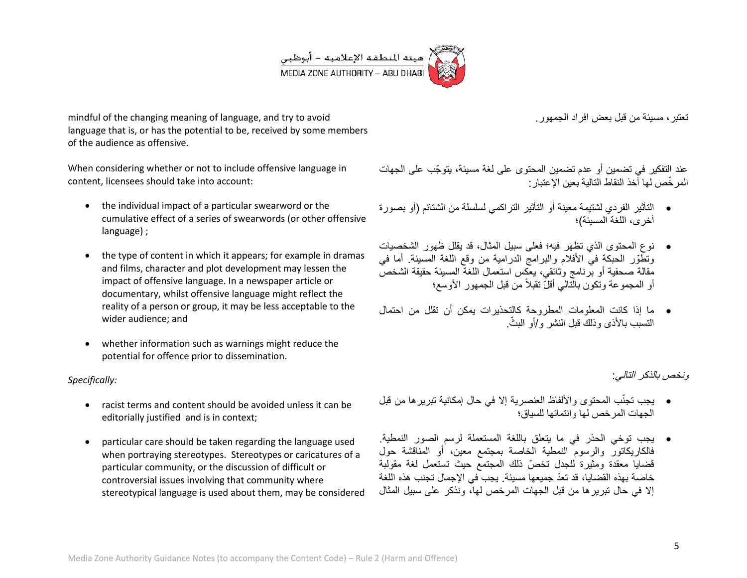mindful of the changing meaning of language, and try to avoid language that is, or has the potential to be, received by some members of the audience as offensive.

تعتبر، مسيئة من قبل بعض افراد الجمهور.

When considering whether or not to include offensive language in content, licensees should take into account:

- the individual impact of a particular swearword or the cumulative effect of a series of swearwords (or other offensive language) ;
- the type of content in which it appears; for example in dramas and films, character and plot development may lessen the impact of offensive language. In a newspaper article or documentary, whilst offensive language might reflect the reality of a person or group, it may be less acceptable to the wider audience; and
- whether information such as warnings might reduce the potential for offence prior to dissemination.

عند التفكير في تضمين أو عدم تضمين المحتوى على لغة مسيئة، يتوجّب على الجهات المرخّص لها أخذ النقاط التالية بعين الإعتبار:

- التأثير الفردي لشتيمة معينة أو التأثير التراكمي لسلسلة من الشتائم (أو بصورة أخرى، اللغة المسيئة)؛
- نوع المحتوى الذي تظهر فيه؛ فعلى سبيل المثال، قد يقلل ظهور الشخصيات وتطوّر الحبكة في الأفلام والبرامج الدرامية من وقع اللغة المسيئة. أما في مقالة صحفية أو برنامج وثائقي، يعكس استعمال اللغة المسيئة حقيقة الشخص أو المجموعة وتكون بالتالي أقلّ تقبلاً من قبل الجمهور الأوسع؛
- ما إذا كانت المعلومات المطروحة كالتحذيرات يمكن أن تقلل من احتمال التسبب بالأذى وذلك قبل النشر و/أو البثّ.

*Specifically:*

- racist terms and content should be avoided unless it can be editorially justified and is in context;
- particular care should be taken regarding the language used when portraying stereotypes. Stereotypes or caricatures of a particular community, or the discussion of difficult or controversial issues involving that community where stereotypical language is used about them, may be considered

*ونخص بالذكر التالي:*

- يجب تجنّب المحتوى والألفاظ العنصرية إلا في حال إمكانية تبريرها من قبل الجهات المرخص لها وانتمائها للسياق؛
- يجب توخي الحذر في ما يتعلق باللغة المستعملة لرسم الصور النمطية. فالكاريكاتور والرسوم النمطية الخاصة بمجتمع معين، أو المناقشة حول قضايا معقدة ومثيرة للجدل تخصّ ذلك المجتمع حيث تستعمل لغة مقولبة خاصة بهذه القضايا، قد تعدّ جميعها مسيئة. يجب في الإجمال تجنب هذه اللغة إلا في حال تبريرها من قبل الجهات المرخص لها، ونذكر على سبيل المثال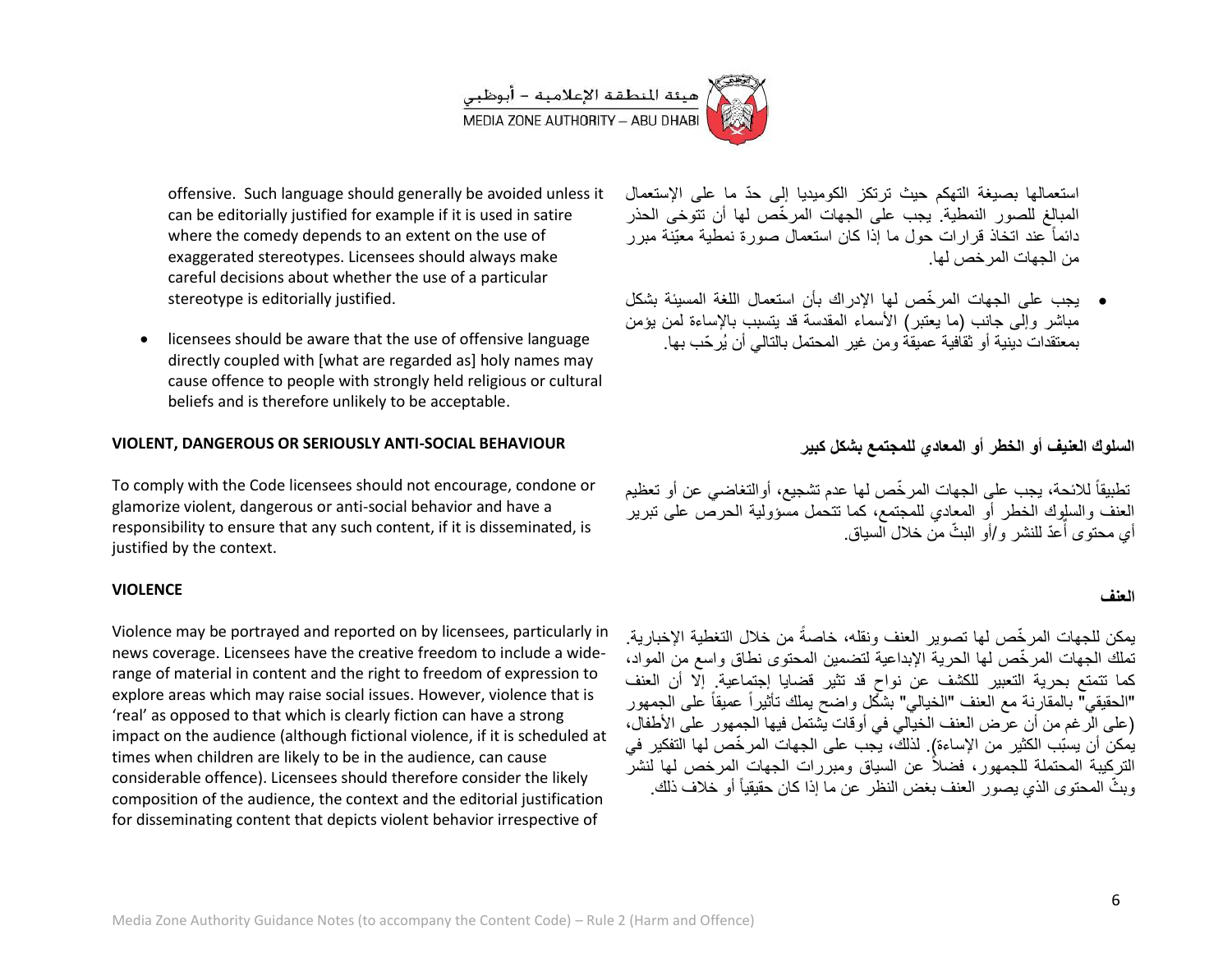offensive. Such language should generally be avoided unless it can be editorially justified for example if it is used in satire where the comedy depends to an extent on the use of exaggerated stereotypes. Licensees should always make careful decisions about whether the use of a particular stereotype is editorially justified.

- licensees should be aware that the use of offensive language directly coupled with [what are regarded as] holy names may cause offence to people with strongly held religious or cultural beliefs and is therefore unlikely to be acceptable.

استعمالها بصيغة التهكم حيث ترتكز الكوميديا إلى حدّ ما على الإستعمال المبالغ للصور النمطية. يجب على الجهات المرخّص لها أن تتوخى الحذر دائماً عند اتخاذ قرارات حول ما إذا كان استعمال صورة نمطية معيّنة مبرر من الجهات المرخص لها.

- يجب على الجهات المرخّص لها الإدراك بأن استعمال اللغة المسيئة بشكل مباشر وإلى جانب (ما يعتبر) الأسماء المقدسة قد يتسبب بالإساءة لمن يؤمن بمعتقدات دينية أو ثقافية عميقة ومن غير المحتمل بالتالي أن يُرحّب بها.

**VIOLENT, DANGEROUS OR SERIOUSLY ANTI-SOCIAL BEHAVIOUR**

To comply with the Code licensees should not encourage, condone or glamorize violent, dangerous or anti-social behavior and have a responsibility to ensure that any such content, if it is disseminated, is justified by the context.

**السلوك العنيف أو الخطر أو المعادي للمجتمع بشكل كبير**

تطبيقاً للائحة، يجب على الجهات المرخّص لها عدم تشجيع، أوالتغاضي عن أو تعظيم العنف والسلوك الخطر أو المعادي للمجتمع، كما تتحمل مسؤولية الحرص على تبرير أي محتوى أُعدّ للنشر و/أو البثّ من خلال السياق.

**VIOLENCE**

Violence may be portrayed and reported on by licensees, particularly in news coverage. Licensees have the creative freedom to include a wide-range of material in content and the right to freedom of expression to explore areas which may raise social issues. However, violence that is 'real' as opposed to that which is clearly fiction can have a strong impact on the audience (although fictional violence, if it is scheduled at times when children are likely to be in the audience, can cause considerable offence). Licensees should therefore consider the likely composition of the audience, the context and the editorial justification for disseminating content that depicts violent behavior irrespective of

**العنف**

يمكن للجهات المرخّص لها تصوير العنف ونقله، خاصةً من خلال التغطية الإخبارية. تملك الجهات المرخّص لها الحرية الإبداعية لتضمين المحتوى نطاق واسع من المواد، كما تتمتع بحرية التعبير للكشف عن نواحٍ قد تثير قضايا إجتماعية. إلا أن العنف "الحقيقي" بالمقارنة مع العنف "الخيالي" بشكل واضح يملك تأثيراً عميقاً على الجمهور (على الرغم من أن عرض العنف الخيالي في أوقات يشتمل فيها الجمهور على الأطفال، يمكن أن يسبّب الكثير من الإساءة). لذلك، يجب على الجهات المرخّص لها التفكير في التركيبة المحتملة للجمهور، فضلاً عن السياق ومبررات الجهات المرخص لها لنشر وبثّ المحتوى الذي يصور العنف بغض النظر عن ما إذا كان حقيقياً أو خلاف ذلك.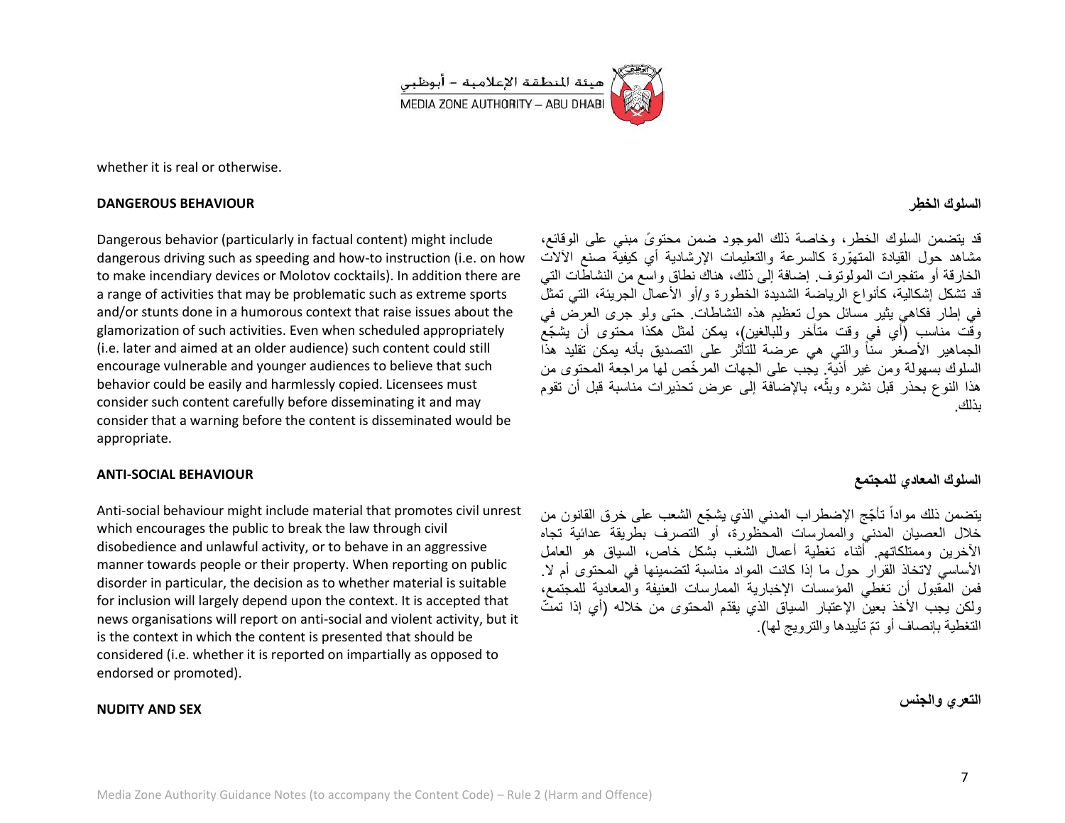whether it is real or otherwise.

**DANGEROUS BEHAVIOUR**

Dangerous behavior (particularly in factual content) might include dangerous driving such as speeding and how-to instruction (i.e. on how to make incendiary devices or Molotov cocktails). In addition there are a range of activities that may be problematic such as extreme sports and/or stunts done in a humorous context that raise issues about the glamorization of such activities. Even when scheduled appropriately (i.e. later and aimed at an older audience) such content could still encourage vulnerable and younger audiences to believe that such behavior could be easily and harmlessly copied. Licensees must consider such content carefully before disseminating it and may consider that a warning before the content is disseminated would be appropriate.

**السلوك الخطِر**

قد يتضمن السلوك الخطر، وخاصة ذلك الموجود ضمن محتوىً مبني على الوقائع، مشاهد حول القيادة المتهوّرة كالسرعة والتعليمات الإرشادية أي كيفية صنع الآلات الخارقة أو متفجرات المولوتوف. إضافة إلى ذلك، هناك نطاق واسع من النشاطات التي قد تشكل إشكالية، كأنواع الرياضة الشديدة الخطورة و/أو الأعمال الجريئة، التي تمثّل في إطار فكاهي يثير مسائل حول تعظيم هذه النشاطات. حتى ولو جرى العرض في وقت مناسب (أي في وقت متأخر وللبالغين)، يمكن لمثل هكذا محتوى أن يشجّع الجماهير الأصغر سناً والتي هي عرضة للتأثر على التصديق بأنه يمكن تقليد هذا السلوك بسهولة ومن غير أذية. يجب على الجهات المرخّص لها مراجعة المحتوى من هذا النوع بحذر قبل نشره وبثّه، بالإضافة إلى عرض تحذيرات مناسبة قبل أن تقوم بذلك.

**ANTI-SOCIAL BEHAVIOUR**

Anti-social behaviour might include material that promotes civil unrest which encourages the public to break the law through civil disobedience and unlawful activity, or to behave in an aggressive manner towards people or their property. When reporting on public disorder in particular, the decision as to whether material is suitable for inclusion will largely depend upon the context. It is accepted that news organisations will report on anti-social and violent activity, but it is the context in which the content is presented that should be considered (i.e. whether it is reported on impartially as opposed to endorsed or promoted).

**السلوك المعادي للمجتمع**

يتضمن ذلك مواداً تأجّج الإضطراب المدني الذي يشجّع الشعب على خرق القانون من خلال العصيان المدني والممارسات المحظورة، أو التصرف بطريقة عدائية تجاه الآخرين وممتلكاتهم. أثناء تغطية أعمال الشغب بشكل خاص، السياق هو العامل الأساسي لاتخاذ القرار حول ما إذا كانت المواد مناسبة لتضمينها في المحتوى أم لا. فمن المقبول أن تغطي المؤسسات الإخبارية الممارسات العنيفة والمعادية للمجتمع، ولكن يجب الأخذ بعين الإعتبار السياق الذي يقدّم المحتوى من خلاله (أي إذا تمتّ التغطية بإنصاف أو تمّ تأييدها والترويج لها).

**NUDITY AND SEX**

**التعري والجنس**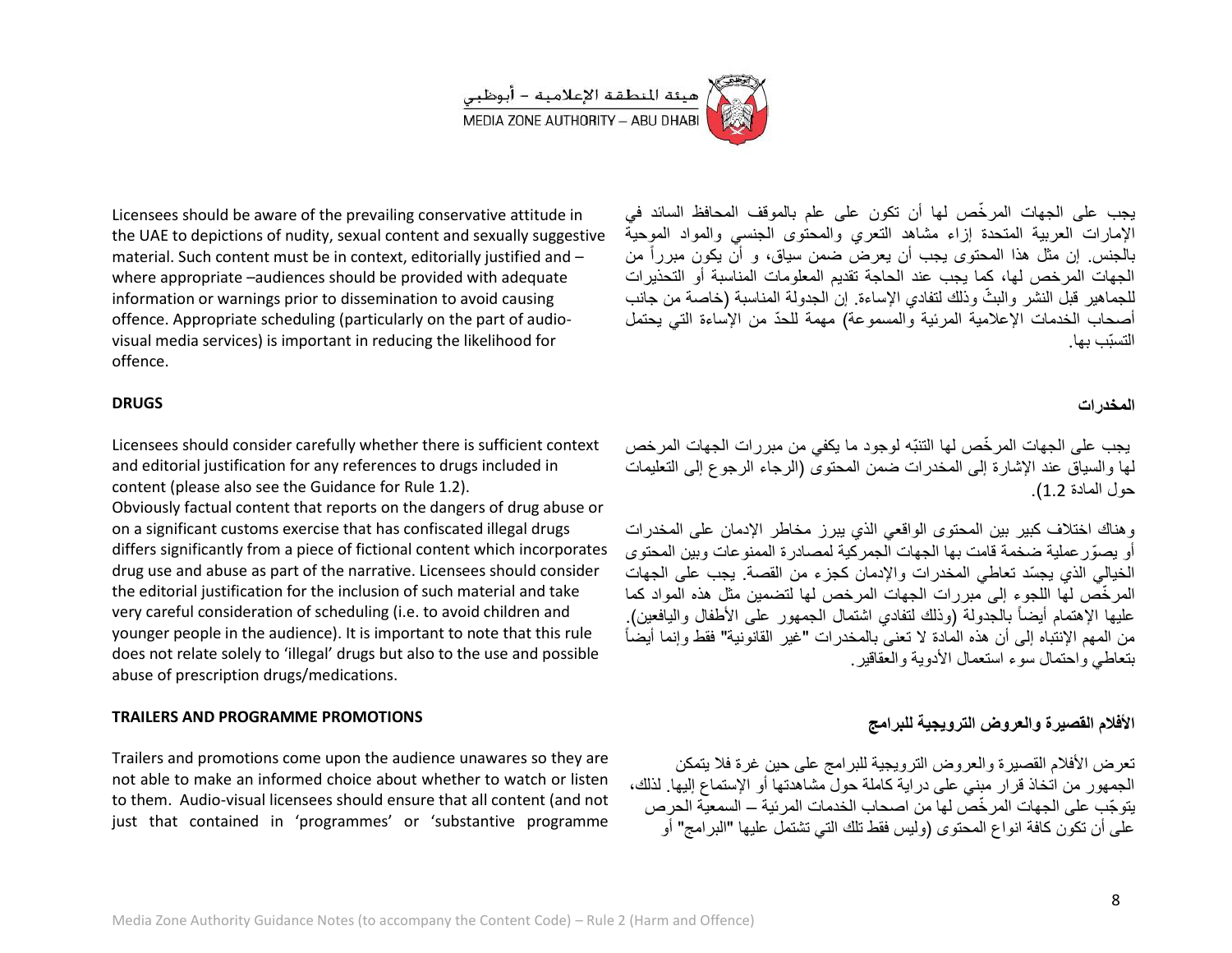Licensees should be aware of the prevailing conservative attitude in the UAE to depictions of nudity, sexual content and sexually suggestive material. Such content must be in context, editorially justified and – where appropriate –audiences should be provided with adequate information or warnings prior to dissemination to avoid causing offence. Appropriate scheduling (particularly on the part of audio-visual media services) is important in reducing the likelihood for offence.

يجب على الجهات المرخّص لها أن تكون على علم بالموقف المحافظ السائد في الإمارات العربية المتحدة إزاء مشاهد التعري والمحتوى الجنسي والمواد الموحية بالجنس. إن مثل هذا المحتوى يجب أن يعرض ضمن سياق، و أن يكون مبرراً من الجهات المرخص لها، كما يجب عند الحاجة تقديم المعلومات المناسبة أو التحذيرات للجماهير قبل النشر والبثّ وذلك لتفادي الإساءة. إن الجدولة المناسبة (خاصة من جانب أصحاب الخدمات الإعلامية المرئية والمسموعة) مهمة للحدّ من الإساءة التي يحتمل التسبّب بها.

**DRUGS**

**المخدرات**

Licensees should consider carefully whether there is sufficient context and editorial justification for any references to drugs included in content (please also see the Guidance for Rule 1.2).

Obviously factual content that reports on the dangers of drug abuse or on a significant customs exercise that has confiscated illegal drugs differs significantly from a piece of fictional content which incorporates drug use and abuse as part of the narrative. Licensees should consider the editorial justification for the inclusion of such material and take very careful consideration of scheduling (i.e. to avoid children and younger people in the audience). It is important to note that this rule does not relate solely to 'illegal' drugs but also to the use and possible abuse of prescription drugs/medications.

يجب على الجهات المرخّص لها التنبّه لوجود ما يكفي من مبررات الجهات المرخص لها والسياق عند الإشارة إلى المخدرات ضمن المحتوى (الرجاء الرجوع إلى التعليمات حول المادة 1.2).

وهناك اختلاف كبير بين المحتوى الواقعي الذي يبرز مخاطر الإدمان على المخدرات أو يصوّرعملية ضخمة قامت بها الجهات الجمركية لمصادرة الممنوعات وبين المحتوى الخيالي الذي يجسّد تعاطي المخدرات والإدمان كجزء من القصة. يجب على الجهات المرخّص لها اللجوء إلى مبررات الجهات المرخص لها لتضمين مثل هذه المواد كما عليها الإهتمام أيضاً بالجدولة (وذلك لتفادي اشتمال الجمهور على الأطفال واليافعين). من المهم الإنتباه إلى أن هذه المادة لا تعنى بالمخدرات "غير القانونية" فقط وإنما أيضاً بتعاطي واحتمال سوء استعمال الأدوية والعقاقير.

**TRAILERS AND PROGRAMME PROMOTIONS**

**الأفلام القصيرة والعروض الترويجية للبرامج**

Trailers and promotions come upon the audience unawares so they are not able to make an informed choice about whether to watch or listen to them. Audio-visual licensees should ensure that all content (and not just that contained in 'programmes' or 'substantive programme

تعرض الأفلام القصيرة والعروض الترويجية للبرامج على حين غرة فلا يتمكن الجمهور من اتخاذ قرار مبني على دراية كاملة حول مشاهدتها أو الإستماع إليها. لذلك، يتوجّب على الجهات المرخّص لها من اصحاب الخدمات المرئية – السمعية الحرص على أن تكون كافة انواع المحتوى (وليس فقط تلك التي تشتمل عليها "البرامج" أو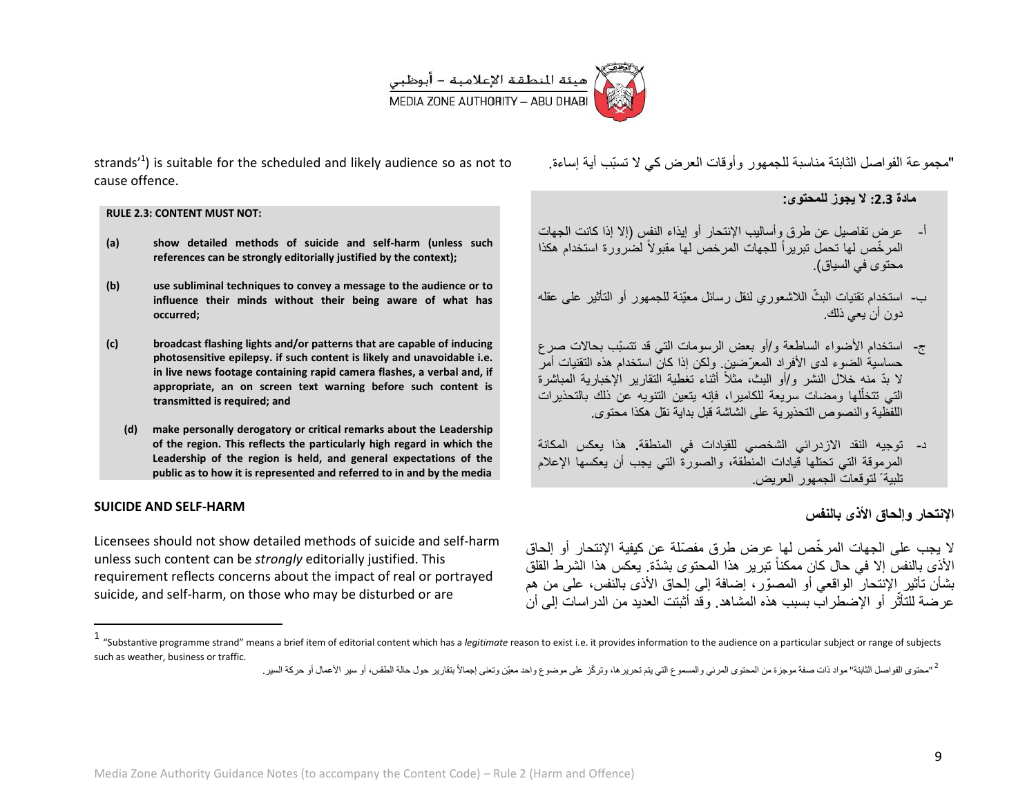strands'[1]) is suitable for the scheduled and likely audience so as not to cause offence.

"مجموعة الفواصل الثابتة مناسبة للجمهور وأوقات العرض كي لا تسبّب أية إساءة.

**RULE 2.3: CONTENT MUST NOT:**

**(a) show detailed methods of suicide and self-harm (unless such references can be strongly editorially justified by the context);**

**(b) use subliminal techniques to convey a message to the audience or to influence their minds without their being aware of what has occurred;**

**(c) broadcast flashing lights and/or patterns that are capable of inducing photosensitive epilepsy. if such content is likely and unavoidable i.e. in live news footage containing rapid camera flashes, a verbal and, if appropriate, an on screen text warning before such content is transmitted is required; and**

**(d) make personally derogatory or critical remarks about the Leadership of the region. This reflects the particularly high regard in which the Leadership of the region is held, and general expectations of the public as to how it is represented and referred to in and by the media**

**مادة 2.3: لا يجوز للمحتوى:**

أ- عرض تفاصيل عن طرق وأساليب الإنتحار أو إيذاء النفس (إلا إذا كانت الجهات المرخّص لها تحمل تبريراً للجهات المرخص لها مقبولاً لضرورة استخدام هكذا محتوى في السياق).

ب- استخدام تقنيات البثّ اللاشعوري لنقل رسائل معيّنة للجمهور أو التأثير على عقله دون أن يعي ذلك.

ج- استخدام الأضواء الساطعة و/أو بعض الرسومات التي قد تتسبّب بحالات صرع حساسية الضوء لدى الأفراد المعرّضين. ولكن إذا كان استخدام هذه التقنيات أمر لا بدّ منه خلال النشر و/أو البث، مثلاً أثناء تغطية التقارير الإخبارية المباشرة التي تتخلّلها ومضات سريعة للكاميرا، فإنه يتعين التنويه عن ذلك بالتحذيرات اللفظية والنصوص التحذيرية على الشاشة قبل بداية نقل هكذا محتوى.

د- توجيه النقد الازدرائي الشخصي للقيادات في المنطقة. هذا يعكس المكانة المرموقة التي تحتلها قيادات المنطقة، والصورة التي يجب أن يعكسها الإعلام تلبيةً لتوقعات الجمهور العريض.

## SUICIDE AND SELF-HARM

Licensees should not show detailed methods of suicide and self-harm unless such content can be *strongly* editorially justified. This requirement reflects concerns about the impact of real or portrayed suicide, and self-harm, on those who may be disturbed or are

## الإنتحار وإلحاق الأذى بالنفس

لا يجب على الجهات المرخّص لها عرض طرق مفصّلة عن كيفية الإنتحار أو إلحاق الأذى بالنفس إلا في حال كان ممكناً تبرير هذا المحتوى بشدّة. يعكس هذا الشرط القلق بشأن تأثير الإنتحار الواقعي أو المصوّر، إضافة إلى إلحاق الأذى بالنفس، على من هم عرضة للتأثّر أو الإضطراب بسبب هذه المشاهد. وقد أثبتت العديد من الدراسات إلى أن

---

[1] "Substantive programme strand" means a brief item of editorial content which has a *legitimate* reason to exist i.e. it provides information to the audience on a particular subject or range of subjects such as weather, business or traffic.

[2] "محتوى الفواصل الثابتة" مواد ذات صفة موجزة من المحتوى المرئي والمسموع التي يتم تحريرها، وتركّز على موضوع واحد معيّن وتعنى إجمالاً بتقارير حول حالة الطقس، أو سير الأعمال أو حركة السير.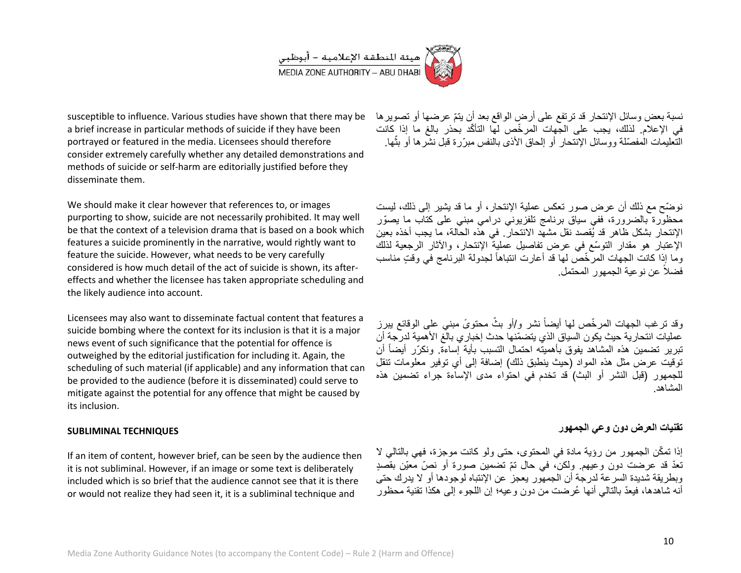susceptible to influence. Various studies have shown that there may be a brief increase in particular methods of suicide if they have been portrayed or featured in the media. Licensees should therefore consider extremely carefully whether any detailed demonstrations and methods of suicide or self-harm are editorially justified before they disseminate them.

نسبة بعض وسائل الإنتحار قد ترتفع على أرض الواقع بعد أن يتمّ عرضها أو تصويرها في الإعلام. لذلك، يجب على الجهات المرخّص لها التأكّد بحذر بالغ ما إذا كانت التعليمات المفصّلة ووسائل الإنتحار أو إلحاق الأذى بالنفس مبرّرة قبل نشرها أو بثّها.

We should make it clear however that references to, or images purporting to show, suicide are not necessarily prohibited. It may well be that the context of a television drama that is based on a book which features a suicide prominently in the narrative, would rightly want to feature the suicide. However, what needs to be very carefully considered is how much detail of the act of suicide is shown, its after-effects and whether the licensee has taken appropriate scheduling and the likely audience into account.

نوضّح مع ذلك أن عرض صور تعكس عملية الإنتحار، أو ما قد يشير إلى ذلك، ليست محظورة بالضرورة، ففي سياق برنامج تلفزيوني درامي مبني على كتاب ما يصوّر الإنتحار بشكل ظاهر قد يُقصد نقل مشهد الانتحار. في هذه الحالة، ما يجب أخذه بعين الإعتبار هو مقدار التوسّع في عرض تفاصيل عملية الإنتحار، والآثار الرجعية لذلك وما إذا كانت الجهات المرخّص لها قد أعارت انتباهاً لجدولة البرنامج في وقتٍ مناسب فضلاً عن نوعية الجمهور المحتمل.

Licensees may also want to disseminate factual content that features a suicide bombing where the context for its inclusion is that it is a major news event of such significance that the potential for offence is outweighed by the editorial justification for including it. Again, the scheduling of such material (if applicable) and any information that can be provided to the audience (before it is disseminated) could serve to mitigate against the potential for any offence that might be caused by its inclusion.

وقد ترغب الجهات المرخّص لها أيضاً نشر و/أو بثّ محتوىً مبني على الوقائع يبرز عمليات انتحارية حيث يكون السياق الذي يتضمّنها حدث إخباري بالغ الأهمية لدرجة أن تبرير تضمين هذه المشاهد يفوق بأهميته احتمال التسبب بأية إساءة. ونكرّر أيضاً أن توقيت عرض مثل هذه المواد (حيث ينطبق ذلك) إضافة إلى أي توفير معلومات تنقل للجمهور (قبل النشر أو البث) قد تخدم في احتواء مدى الإساءة جراء تضمين هذه المشاهد.

**SUBLIMINAL TECHNIQUES**

**تقنيات العرض دون وعي الجمهور**

If an item of content, however brief, can be seen by the audience then it is not subliminal. However, if an image or some text is deliberately included which is so brief that the audience cannot see that it is there or would not realize they had seen it, it is a subliminal technique and

إذا تمكّن الجمهور من رؤية مادة في المحتوى، حتى ولو كانت موجزة، فهي بالتالي لا تعدّ قد عرضت دون وعيهم. ولكن، في حال تمّ تضمين صورة أو نصّ معيّن بقصدٍ وبطريقة شديدة السرعة لدرجة أن الجمهور يعجز عن الإنتباه لوجودها أو لا يدرك حتى أنه شاهدها، فيعدّ بالتالي أنها عُرضت من دون وعيه؛ إن اللجوء إلى هكذا تقنية محظور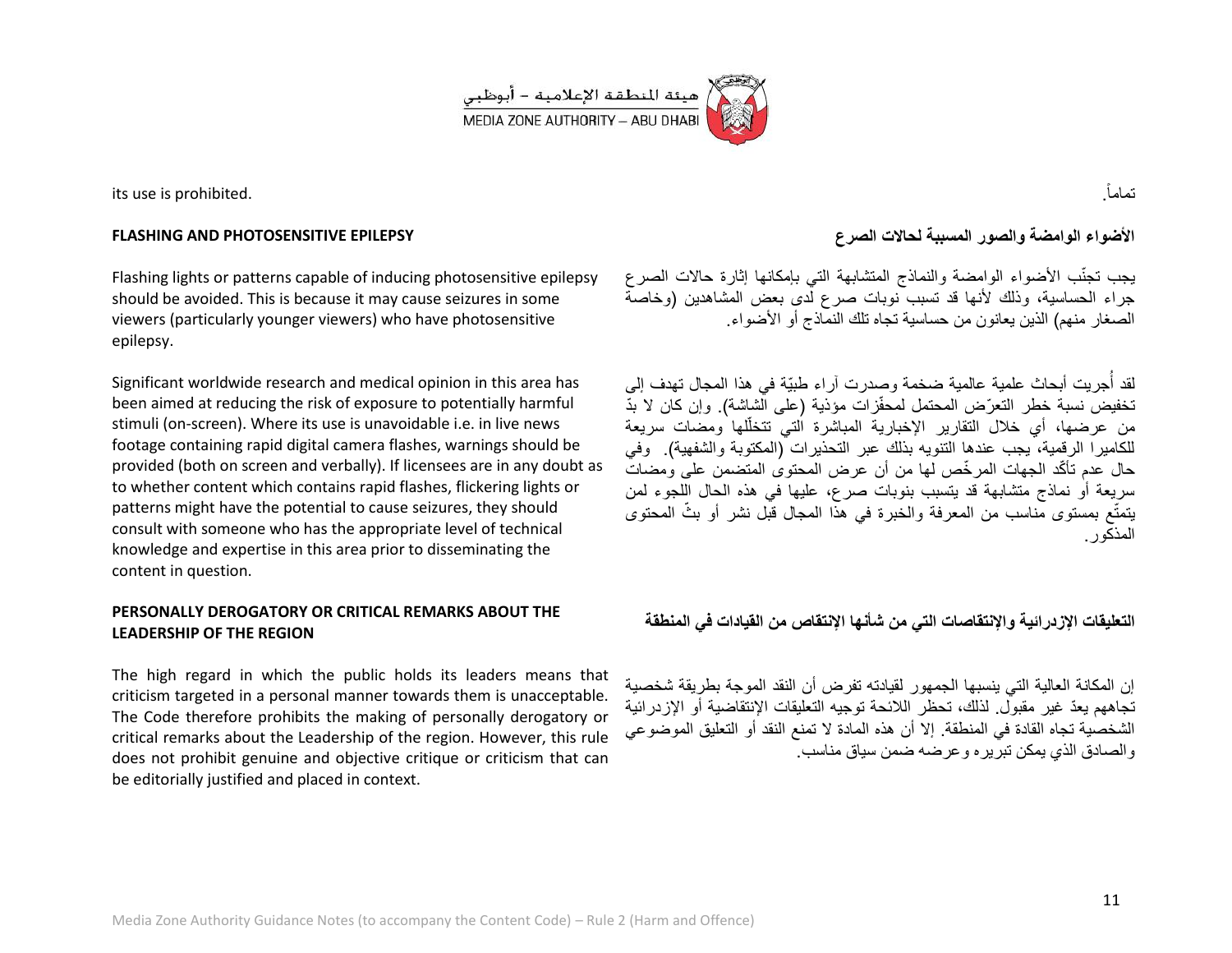its use is prohibited.

تماماً.

**FLASHING AND PHOTOSENSITIVE EPILEPSY**

Flashing lights or patterns capable of inducing photosensitive epilepsy should be avoided. This is because it may cause seizures in some viewers (particularly younger viewers) who have photosensitive epilepsy.

Significant worldwide research and medical opinion in this area has been aimed at reducing the risk of exposure to potentially harmful stimuli (on-screen). Where its use is unavoidable i.e. in live news footage containing rapid digital camera flashes, warnings should be provided (both on screen and verbally). If licensees are in any doubt as to whether content which contains rapid flashes, flickering lights or patterns might have the potential to cause seizures, they should consult with someone who has the appropriate level of technical knowledge and expertise in this area prior to disseminating the content in question.

**الأضواء الوامضة والصور المسببة لحالات الصرع**

يجب تجنّب الأضواء الوامضة والنماذج المتشابهة التي بإمكانها إثارة حالات الصرع جراء الحساسية، وذلك لأنها قد تسبب نوبات صرع لدى بعض المشاهدين (وخاصة الصغار منهم) الذين يعانون من حساسية تجاه تلك النماذج أو الأضواء.

لقد أُجريت أبحاث علمية عالمية ضخمة وصدرت آراء طبيّة في هذا المجال تهدف إلى تخفيض نسبة خطر التعرّض المحتمل لمحفّزات مؤذية (على الشاشة). وإن كان لا بدّ من عرضها، أي خلال التقارير الإخبارية المباشرة التي تتخلّلها ومضات سريعة للكاميرا الرقمية، يجب عندها التنويه بذلك عبر التحذيرات (المكتوبة والشفهية). وفي حال عدم تأكّد الجهات المرخّص لها من أن عرض المحتوى المتضمن على ومضات سريعة أو نماذج متشابهة قد يتسبب بنوبات صرع، عليها في هذه الحال اللجوء لمن يتمتّع بمستوى مناسب من المعرفة والخبرة في هذا المجال قبل نشر أو بثّ المحتوى المذكور.

**PERSONALLY DEROGATORY OR CRITICAL REMARKS ABOUT THE LEADERSHIP OF THE REGION**

The high regard in which the public holds its leaders means that criticism targeted in a personal manner towards them is unacceptable. The Code therefore prohibits the making of personally derogatory or critical remarks about the Leadership of the region. However, this rule does not prohibit genuine and objective critique or criticism that can be editorially justified and placed in context.

**التعليقات الإزدرائية والإنتقاصات التي من شأنها الإنتقاص من القيادات في المنطقة**

إن المكانة العالية التي ينسبها الجمهور لقيادته تفرض أن النقد الموجة بطريقة شخصية تجاههم يعدّ غير مقبول. لذلك، تحظر اللائحة توجيه التعليقات الإنتقاضية أو الإزدرائية الشخصية تجاه القادة في المنطقة. إلا أن هذه المادة لا تمنع النقد أو التعليق الموضوعي والصادق الذي يمكن تبريره وعرضه ضمن سياق مناسب.